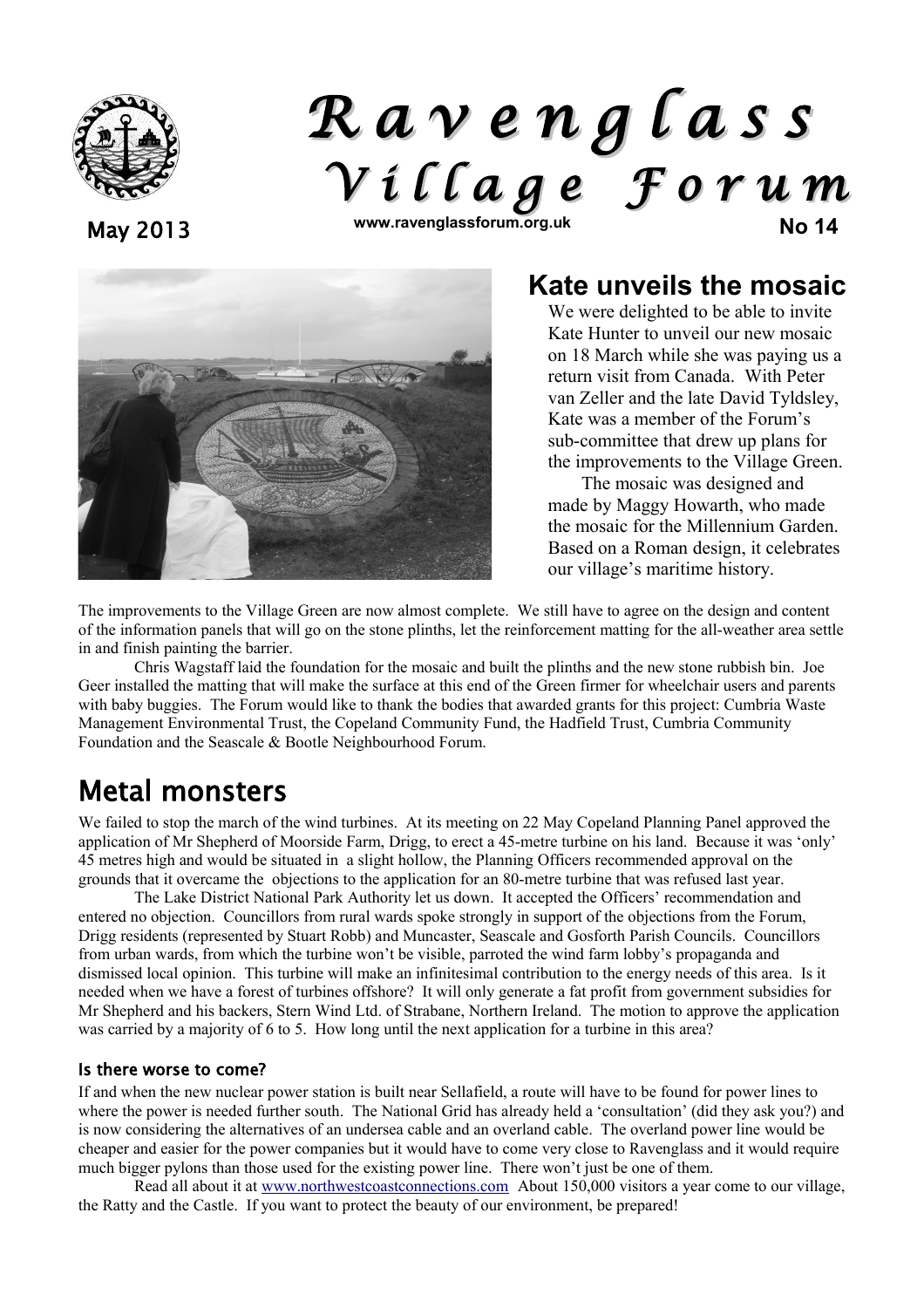# Ravenglass Village Forum

May 2013 www.ravenglassforum.org.uk No 14

## Kate unveils the mosaic

We were delighted to be able to invite Kate Hunter to unveil our new mosaic on 18 March while she was paying us a return visit from Canada. With Peter van Zeller and the late David Tyldsley, Kate was a member of the Forum's sub-committee that drew up plans for the improvements to the Village Green.

The mosaic was designed and made by Maggy Howarth, who made the mosaic for the Millennium Garden. Based on a Roman design, it celebrates our village's maritime history.

The improvements to the Village Green are now almost complete. We still have to agree on the design and content of the information panels that will go on the stone plinths, let the reinforcement matting for the all-weather area settle in and finish painting the barrier.

Chris Wagstaff laid the foundation for the mosaic and built the plinths and the new stone rubbish bin. Joe Geer installed the matting that will make the surface at this end of the Green firmer for wheelchair users and parents with baby buggies. The Forum would like to thank the bodies that awarded grants for this project: Cumbria Waste Management Environmental Trust, the Copeland Community Fund, the Hadfield Trust, Cumbria Community Foundation and the Seascale & Bootle Neighbourhood Forum.

## Metal monsters

We failed to stop the march of the wind turbines. At its meeting on 22 May Copeland Planning Panel approved the application of Mr Shepherd of Moorside Farm, Drigg, to erect a 45-metre turbine on his land. Because it was 'only' 45 metres high and would be situated in a slight hollow, the Planning Officers recommended approval on the grounds that it overcame the objections to the application for an 80-metre turbine that was refused last year.

The Lake District National Park Authority let us down. It accepted the Officers' recommendation and entered no objection. Councillors from rural wards spoke strongly in support of the objections from the Forum, Drigg residents (represented by Stuart Robb) and Muncaster, Seascale and Gosforth Parish Councils. Councillors from urban wards, from which the turbine won't be visible, parroted the wind farm lobby's propaganda and dismissed local opinion. This turbine will make an infinitesimal contribution to the energy needs of this area. Is it needed when we have a forest of turbines offshore? It will only generate a fat profit from government subsidies for Mr Shepherd and his backers, Stern Wind Ltd. of Strabane, Northern Ireland. The motion to approve the application was carried by a majority of 6 to 5. How long until the next application for a turbine in this area?

### Is there worse to come?

If and when the new nuclear power station is built near Sellafield, a route will have to be found for power lines to where the power is needed further south. The National Grid has already held a 'consultation' (did they ask you?) and is now considering the alternatives of an undersea cable and an overland cable. The overland power line would be cheaper and easier for the power companies but it would have to come very close to Ravenglass and it would require much bigger pylons than those used for the existing power line. There won't just be one of them.

Read all about it at www.northwestcoastconnections.com About 150,000 visitors a year come to our village, the Ratty and the Castle. If you want to protect the beauty of our environment, be prepared!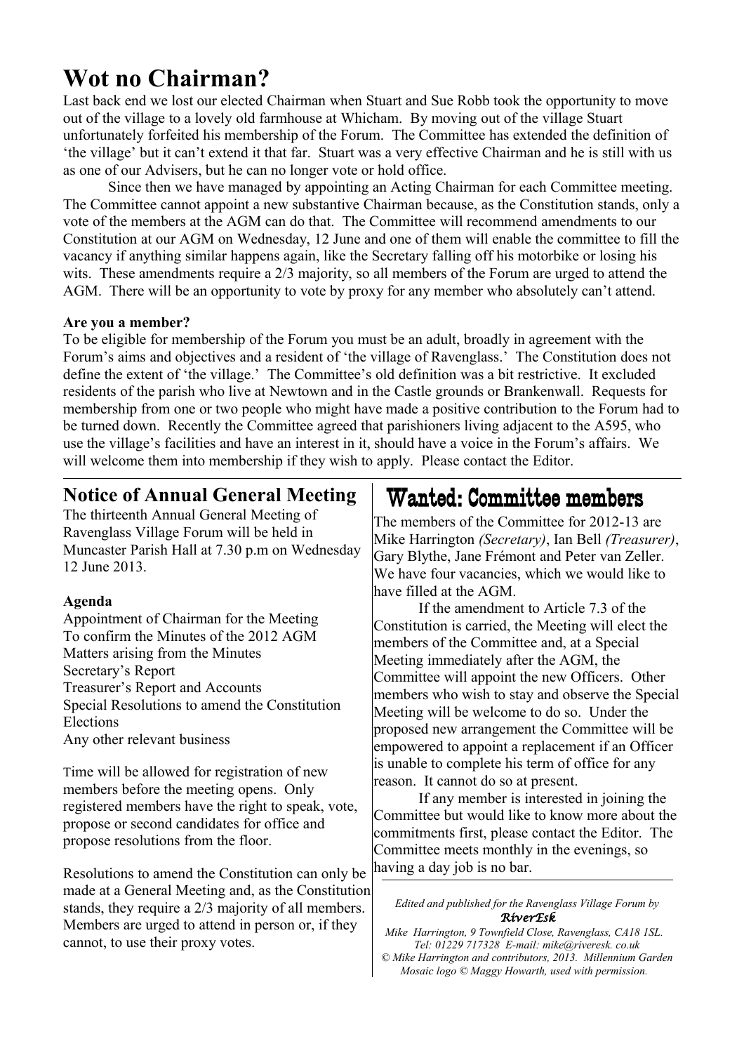# Wot no Chairman?

Last back end we lost our elected Chairman when Stuart and Sue Robb took the opportunity to move out of the village to a lovely old farmhouse at Whicham. By moving out of the village Stuart unfortunately forfeited his membership of the Forum. The Committee has extended the definition of 'the village' but it can't extend it that far. Stuart was a very effective Chairman and he is still with us as one of our Advisers, but he can no longer vote or hold office.

Since then we have managed by appointing an Acting Chairman for each Committee meeting. The Committee cannot appoint a new substantive Chairman because, as the Constitution stands, only a vote of the members at the AGM can do that. The Committee will recommend amendments to our Constitution at our AGM on Wednesday, 12 June and one of them will enable the committee to fill the vacancy if anything similar happens again, like the Secretary falling off his motorbike or losing his wits. These amendments require a 2/3 majority, so all members of the Forum are urged to attend the AGM. There will be an opportunity to vote by proxy for any member who absolutely can't attend.

**Are you a member?**

To be eligible for membership of the Forum you must be an adult, broadly in agreement with the Forum's aims and objectives and a resident of 'the village of Ravenglass.' The Constitution does not define the extent of 'the village.' The Committee's old definition was a bit restrictive. It excluded residents of the parish who live at Newtown and in the Castle grounds or Brankenwall. Requests for membership from one or two people who might have made a positive contribution to the Forum had to be turned down. Recently the Committee agreed that parishioners living adjacent to the A595, who use the village's facilities and have an interest in it, should have a voice in the Forum's affairs. We will welcome them into membership if they wish to apply. Please contact the Editor.

## Notice of Annual General Meeting

The thirteenth Annual General Meeting of Ravenglass Village Forum will be held in Muncaster Parish Hall at 7.30 p.m on Wednesday 12 June 2013.

**Agenda**

Appointment of Chairman for the Meeting
To confirm the Minutes of the 2012 AGM
Matters arising from the Minutes
Secretary's Report
Treasurer's Report and Accounts
Special Resolutions to amend the Constitution
Elections
Any other relevant business

Time will be allowed for registration of new members before the meeting opens. Only registered members have the right to speak, vote, propose or second candidates for office and propose resolutions from the floor.

Resolutions to amend the Constitution can only be made at a General Meeting and, as the Constitution stands, they require a 2/3 majority of all members. Members are urged to attend in person or, if they cannot, to use their proxy votes.

## Wanted: Committee members

The members of the Committee for 2012-13 are Mike Harrington *(Secretary)*, Ian Bell *(Treasurer)*, Gary Blythe, Jane Frémont and Peter van Zeller. We have four vacancies, which we would like to have filled at the AGM.

If the amendment to Article 7.3 of the Constitution is carried, the Meeting will elect the members of the Committee and, at a Special Meeting immediately after the AGM, the Committee will appoint the new Officers. Other members who wish to stay and observe the Special Meeting will be welcome to do so. Under the proposed new arrangement the Committee will be empowered to appoint a replacement if an Officer is unable to complete his term of office for any reason. It cannot do so at present.

If any member is interested in joining the Committee but would like to know more about the commitments first, please contact the Editor. The Committee meets monthly in the evenings, so having a day job is no bar.

*Edited and published for the Ravenglass Village Forum by*
*RiverEsk*
*Mike Harrington, 9 Townfield Close, Ravenglass, CA18 1SL.*
*Tel: 01229 717328 E-mail: mike@riveresk. co.uk*
*© Mike Harrington and contributors, 2013. Millennium Garden Mosaic logo © Maggy Howarth, used with permission.*